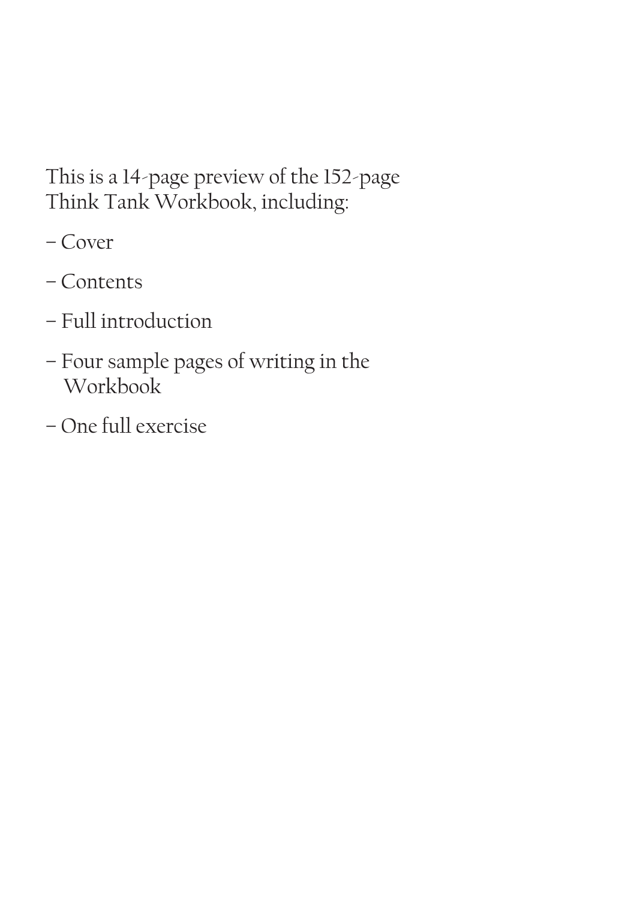This is a 14-page preview of the 152-page Think Tank Workbook, including:

- Cover
- Contents
- Full introduction
- Four sample pages of writing in the Workbook
- One full exercise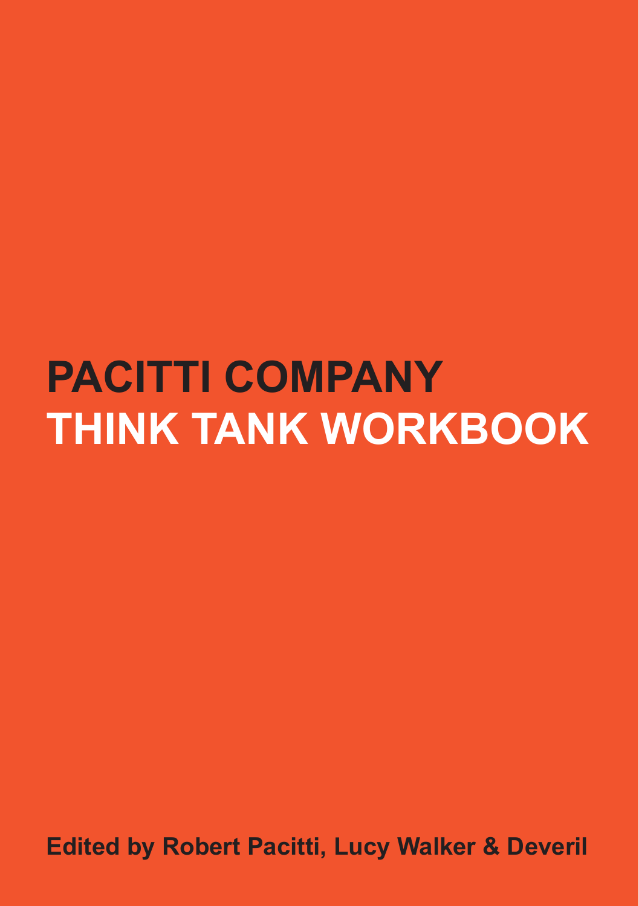# PACITTI COMPANY
# THINK TANK WORKBOOK

**Edited by Robert Pacitti, Lucy Walker & Deveril**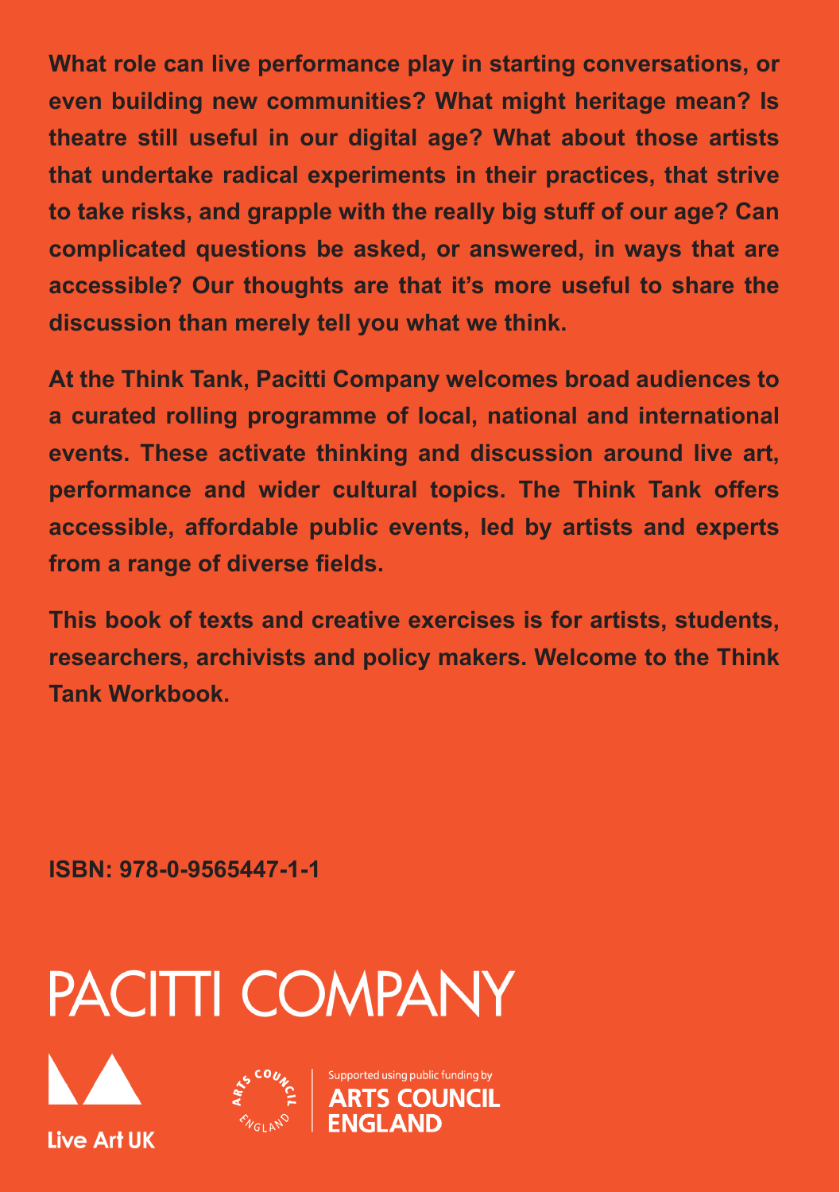**What role can live performance play in starting conversations, or even building new communities? What might heritage mean? Is theatre still useful in our digital age? What about those artists that undertake radical experiments in their practices, that strive to take risks, and grapple with the really big stuff of our age? Can complicated questions be asked, or answered, in ways that are accessible? Our thoughts are that it's more useful to share the discussion than merely tell you what we think.**

**At the Think Tank, Pacitti Company welcomes broad audiences to a curated rolling programme of local, national and international events. These activate thinking and discussion around live art, performance and wider cultural topics. The Think Tank offers accessible, affordable public events, led by artists and experts from a range of diverse fields.**

**This book of texts and creative exercises is for artists, students, researchers, archivists and policy makers. Welcome to the Think Tank Workbook.**

**ISBN: 978-0-9565447-1-1**

PACITTI COMPANY

Live Art UK

Supported using public funding by ARTS COUNCIL ENGLAND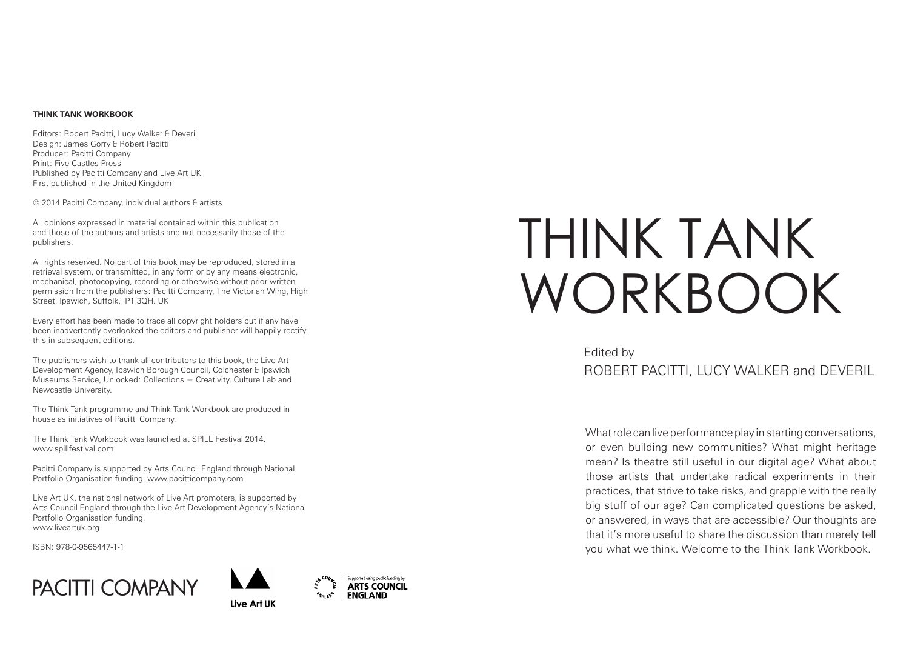**THINK TANK WORKBOOK**

Editors: Robert Pacitti, Lucy Walker & Deveril
Design: James Gorry & Robert Pacitti
Producer: Pacitti Company
Print: Five Castles Press
Published by Pacitti Company and Live Art UK
First published in the United Kingdom

© 2014 Pacitti Company, individual authors & artists

All opinions expressed in material contained within this publication and those of the authors and artists and not necessarily those of the publishers.

All rights reserved. No part of this book may be reproduced, stored in a retrieval system, or transmitted, in any form or by any means electronic, mechanical, photocopying, recording or otherwise without prior written permission from the publishers: Pacitti Company, The Victorian Wing, High Street, Ipswich, Suffolk, IP1 3QH. UK

Every effort has been made to trace all copyright holders but if any have been inadvertently overlooked the editors and publisher will happily rectify this in subsequent editions.

The publishers wish to thank all contributors to this book, the Live Art Development Agency, Ipswich Borough Council, Colchester & Ipswich Museums Service, Unlocked: Collections + Creativity, Culture Lab and Newcastle University.

The Think Tank programme and Think Tank Workbook are produced in house as initiatives of Pacitti Company.

The Think Tank Workbook was launched at SPILL Festival 2014.
www.spillfestival.com

Pacitti Company is supported by Arts Council England through National Portfolio Organisation funding. www.pacitticompany.com

Live Art UK, the national network of Live Art promoters, is supported by Arts Council England through the Live Art Development Agency's National Portfolio Organisation funding.
www.liveartuk.org

ISBN: 978-0-9565447-1-1

PACITTI COMPANY

Live Art UK

Supported using public funding by ARTS COUNCIL ENGLAND

# THINK TANK WORKBOOK

Edited by
ROBERT PACITTI, LUCY WALKER and DEVERIL

What role can live performance play in starting conversations, or even building new communities? What might heritage mean? Is theatre still useful in our digital age? What about those artists that undertake radical experiments in their practices, that strive to take risks, and grapple with the really big stuff of our age? Can complicated questions be asked, or answered, in ways that are accessible? Our thoughts are that it's more useful to share the discussion than merely tell you what we think. Welcome to the Think Tank Workbook.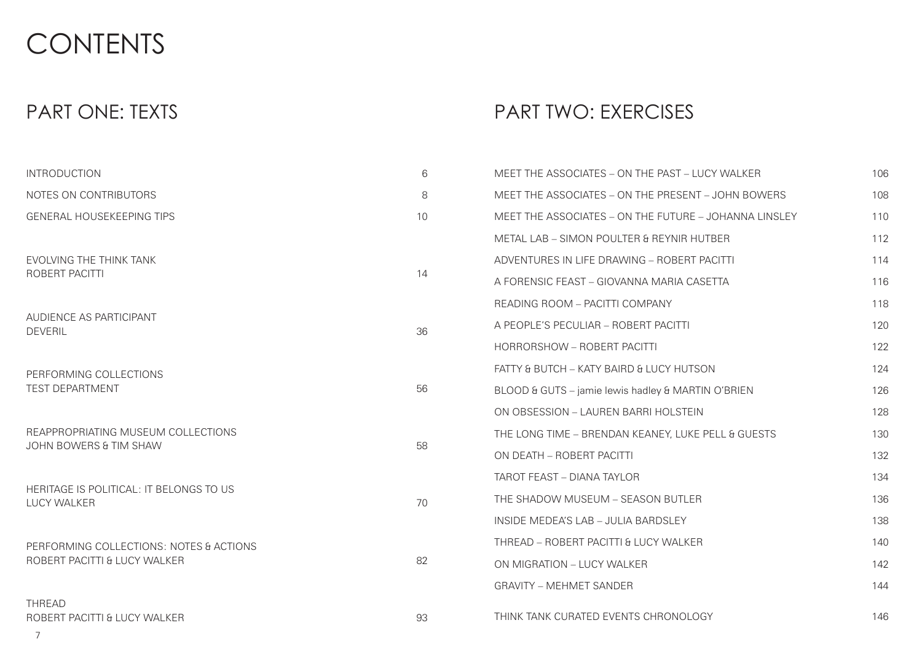# CONTENTS

## PART ONE: TEXTS

| | |
|---|---|
| INTRODUCTION | 6 |
| NOTES ON CONTRIBUTORS | 8 |
| GENERAL HOUSEKEEPING TIPS | 10 |
| EVOLVING THE THINK TANK<br>ROBERT PACITTI | 14 |
| AUDIENCE AS PARTICIPANT<br>DEVERIL | 36 |
| PERFORMING COLLECTIONS<br>TEST DEPARTMENT | 56 |
| REAPPROPRIATING MUSEUM COLLECTIONS<br>JOHN BOWERS & TIM SHAW | 58 |
| HERITAGE IS POLITICAL: IT BELONGS TO US<br>LUCY WALKER | 70 |
| PERFORMING COLLECTIONS: NOTES & ACTIONS<br>ROBERT PACITTI & LUCY WALKER | 82 |
| THREAD<br>ROBERT PACITTI & LUCY WALKER | 93 |

## PART TWO: EXERCISES

| | |
|---|---|
| MEET THE ASSOCIATES – ON THE PAST – LUCY WALKER | 106 |
| MEET THE ASSOCIATES – ON THE PRESENT – JOHN BOWERS | 108 |
| MEET THE ASSOCIATES – ON THE FUTURE – JOHANNA LINSLEY | 110 |
| METAL LAB – SIMON POULTER & REYNIR HUTBER | 112 |
| ADVENTURES IN LIFE DRAWING – ROBERT PACITTI | 114 |
| A FORENSIC FEAST – GIOVANNA MARIA CASETTA | 116 |
| READING ROOM – PACITTI COMPANY | 118 |
| A PEOPLE'S PECULIAR – ROBERT PACITTI | 120 |
| HORRORSHOW – ROBERT PACITTI | 122 |
| FATTY & BUTCH – KATY BAIRD & LUCY HUTSON | 124 |
| BLOOD & GUTS – jamie lewis hadley & MARTIN O'BRIEN | 126 |
| ON OBSESSION – LAUREN BARRI HOLSTEIN | 128 |
| THE LONG TIME – BRENDAN KEANEY, LUKE PELL & GUESTS | 130 |
| ON DEATH – ROBERT PACITTI | 132 |
| TAROT FEAST – DIANA TAYLOR | 134 |
| THE SHADOW MUSEUM – SEASON BUTLER | 136 |
| INSIDE MEDEA'S LAB – JULIA BARDSLEY | 138 |
| THREAD – ROBERT PACITTI & LUCY WALKER | 140 |
| ON MIGRATION – LUCY WALKER | 142 |
| GRAVITY – MEHMET SANDER | 144 |
| THINK TANK CURATED EVENTS CHRONOLOGY | 146 |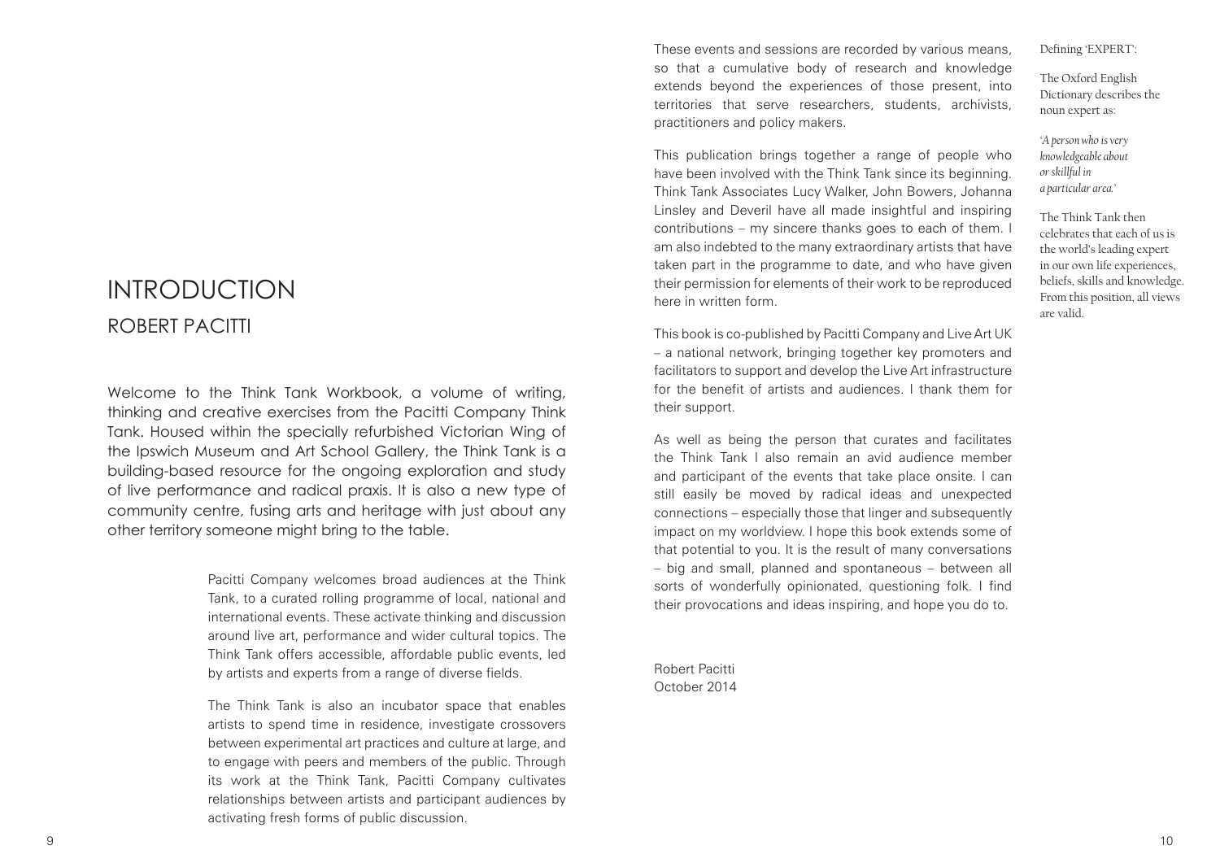# INTRODUCTION

## ROBERT PACITTI

Welcome to the Think Tank Workbook, a volume of writing, thinking and creative exercises from the Pacitti Company Think Tank. Housed within the specially refurbished Victorian Wing of the Ipswich Museum and Art School Gallery, the Think Tank is a building-based resource for the ongoing exploration and study of live performance and radical praxis. It is also a new type of community centre, fusing arts and heritage with just about any other territory someone might bring to the table.

Pacitti Company welcomes broad audiences at the Think Tank, to a curated rolling programme of local, national and international events. These activate thinking and discussion around live art, performance and wider cultural topics. The Think Tank offers accessible, affordable public events, led by artists and experts from a range of diverse fields.

The Think Tank is also an incubator space that enables artists to spend time in residence, investigate crossovers between experimental art practices and culture at large, and to engage with peers and members of the public. Through its work at the Think Tank, Pacitti Company cultivates relationships between artists and participant audiences by activating fresh forms of public discussion.

These events and sessions are recorded by various means, so that a cumulative body of research and knowledge extends beyond the experiences of those present, into territories that serve researchers, students, archivists, practitioners and policy makers.

This publication brings together a range of people who have been involved with the Think Tank since its beginning. Think Tank Associates Lucy Walker, John Bowers, Johanna Linsley and Deveril have all made insightful and inspiring contributions – my sincere thanks goes to each of them. I am also indebted to the many extraordinary artists that have taken part in the programme to date, and who have given their permission for elements of their work to be reproduced here in written form.

This book is co-published by Pacitti Company and Live Art UK – a national network, bringing together key promoters and facilitators to support and develop the Live Art infrastructure for the benefit of artists and audiences. I thank them for their support.

As well as being the person that curates and facilitates the Think Tank I also remain an avid audience member and participant of the events that take place onsite. I can still easily be moved by radical ideas and unexpected connections – especially those that linger and subsequently impact on my worldview. I hope this book extends some of that potential to you. It is the result of many conversations – big and small, planned and spontaneous – between all sorts of wonderfully opinionated, questioning folk. I find their provocations and ideas inspiring, and hope you do to.

Robert Pacitti
October 2014

Defining 'EXPERT':

The Oxford English Dictionary describes the noun expert as:

*'A person who is very knowledgeable about or skillful in a particular area.'*

The Think Tank then celebrates that each of us is the world's leading expert in our own life experiences, beliefs, skills and knowledge. From this position, all views are valid.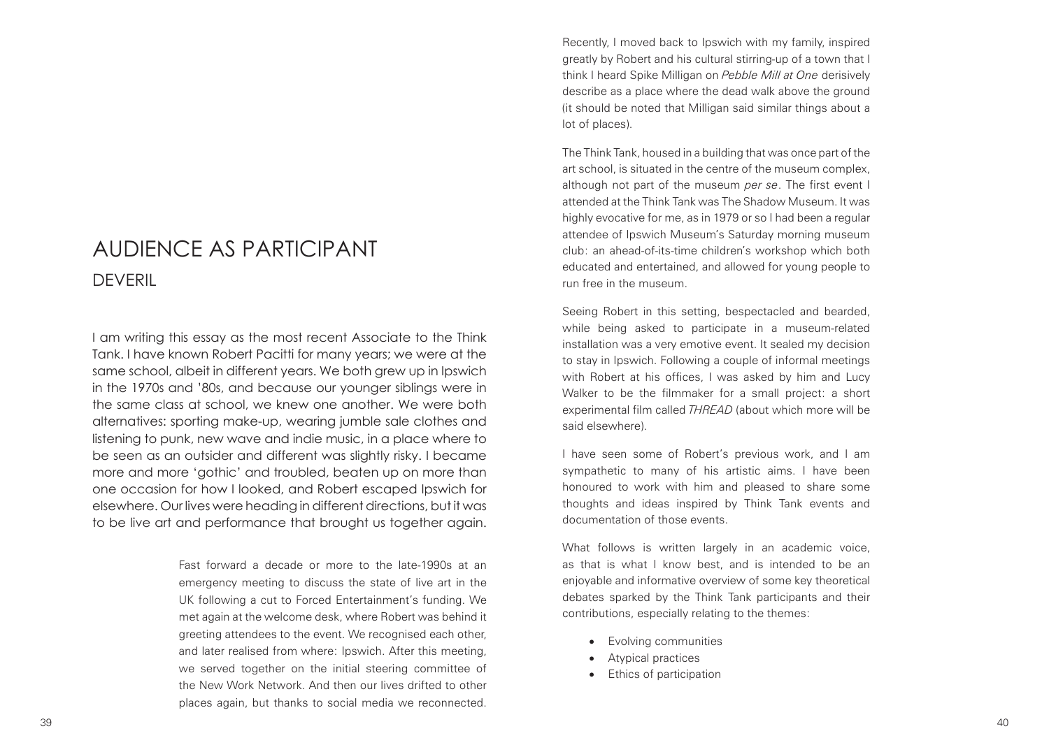# AUDIENCE AS PARTICIPANT

## DEVERIL

I am writing this essay as the most recent Associate to the Think Tank. I have known Robert Pacitti for many years; we were at the same school, albeit in different years. We both grew up in Ipswich in the 1970s and '80s, and because our younger siblings were in the same class at school, we knew one another. We were both alternatives: sporting make-up, wearing jumble sale clothes and listening to punk, new wave and indie music, in a place where to be seen as an outsider and different was slightly risky. I became more and more 'gothic' and troubled, beaten up on more than one occasion for how I looked, and Robert escaped Ipswich for elsewhere. Our lives were heading in different directions, but it was to be live art and performance that brought us together again.

Fast forward a decade or more to the late-1990s at an emergency meeting to discuss the state of live art in the UK following a cut to Forced Entertainment's funding. We met again at the welcome desk, where Robert was behind it greeting attendees to the event. We recognised each other, and later realised from where: Ipswich. After this meeting, we served together on the initial steering committee of the New Work Network. And then our lives drifted to other places again, but thanks to social media we reconnected.

Recently, I moved back to Ipswich with my family, inspired greatly by Robert and his cultural stirring-up of a town that I think I heard Spike Milligan on *Pebble Mill at One* derisively describe as a place where the dead walk above the ground (it should be noted that Milligan said similar things about a lot of places).

The Think Tank, housed in a building that was once part of the art school, is situated in the centre of the museum complex, although not part of the museum *per se*. The first event I attended at the Think Tank was The Shadow Museum. It was highly evocative for me, as in 1979 or so I had been a regular attendee of Ipswich Museum's Saturday morning museum club: an ahead-of-its-time children's workshop which both educated and entertained, and allowed for young people to run free in the museum.

Seeing Robert in this setting, bespectacled and bearded, while being asked to participate in a museum-related installation was a very emotive event. It sealed my decision to stay in Ipswich. Following a couple of informal meetings with Robert at his offices, I was asked by him and Lucy Walker to be the filmmaker for a small project: a short experimental film called *THREAD* (about which more will be said elsewhere).

I have seen some of Robert's previous work, and I am sympathetic to many of his artistic aims. I have been honoured to work with him and pleased to share some thoughts and ideas inspired by Think Tank events and documentation of those events.

What follows is written largely in an academic voice, as that is what I know best, and is intended to be an enjoyable and informative overview of some key theoretical debates sparked by the Think Tank participants and their contributions, especially relating to the themes:

- Evolving communities
- Atypical practices
- Ethics of participation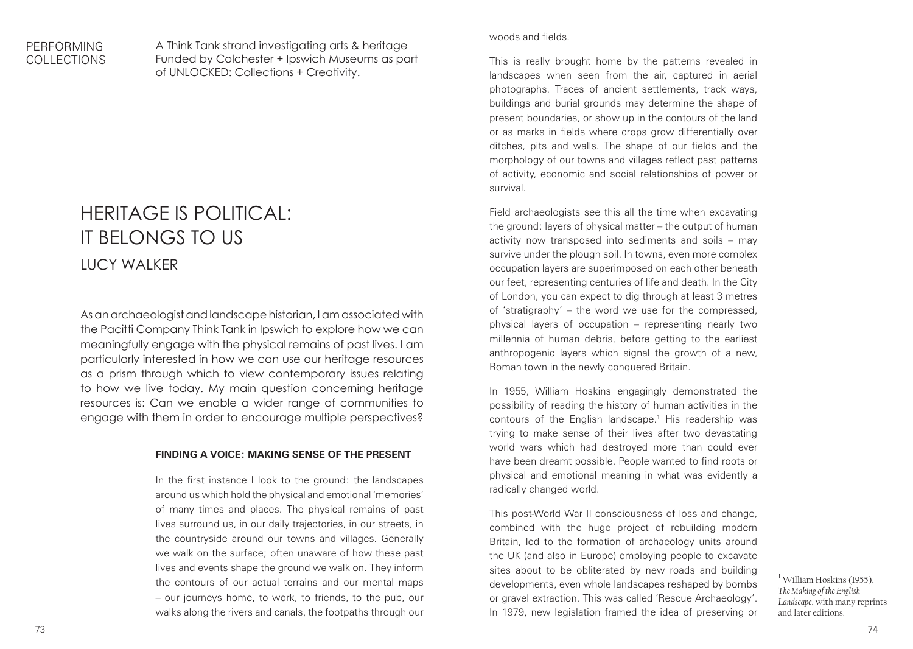PERFORMING COLLECTIONS

A Think Tank strand investigating arts & heritage Funded by Colchester + Ipswich Museums as part of UNLOCKED: Collections + Creativity.

# HERITAGE IS POLITICAL: IT BELONGS TO US

## LUCY WALKER

As an archaeologist and landscape historian, I am associated with the Pacitti Company Think Tank in Ipswich to explore how we can meaningfully engage with the physical remains of past lives. I am particularly interested in how we can use our heritage resources as a prism through which to view contemporary issues relating to how we live today. My main question concerning heritage resources is: Can we enable a wider range of communities to engage with them in order to encourage multiple perspectives?

### FINDING A VOICE: MAKING SENSE OF THE PRESENT

In the first instance I look to the ground: the landscapes around us which hold the physical and emotional 'memories' of many times and places. The physical remains of past lives surround us, in our daily trajectories, in our streets, in the countryside around our towns and villages. Generally we walk on the surface; often unaware of how these past lives and events shape the ground we walk on. They inform the contours of our actual terrains and our mental maps – our journeys home, to work, to friends, to the pub, our walks along the rivers and canals, the footpaths through our woods and fields.

This is really brought home by the patterns revealed in landscapes when seen from the air, captured in aerial photographs. Traces of ancient settlements, track ways, buildings and burial grounds may determine the shape of present boundaries, or show up in the contours of the land or as marks in fields where crops grow differentially over ditches, pits and walls. The shape of our fields and the morphology of our towns and villages reflect past patterns of activity, economic and social relationships of power or survival.

Field archaeologists see this all the time when excavating the ground: layers of physical matter – the output of human activity now transposed into sediments and soils – may survive under the plough soil. In towns, even more complex occupation layers are superimposed on each other beneath our feet, representing centuries of life and death. In the City of London, you can expect to dig through at least 3 metres of 'stratigraphy' – the word we use for the compressed, physical layers of occupation – representing nearly two millennia of human debris, before getting to the earliest anthropogenic layers which signal the growth of a new, Roman town in the newly conquered Britain.

In 1955, William Hoskins engagingly demonstrated the possibility of reading the history of human activities in the contours of the English landscape.[1] His readership was trying to make sense of their lives after two devastating world wars which had destroyed more than could ever have been dreamt possible. People wanted to find roots or physical and emotional meaning in what was evidently a radically changed world.

This post-World War II consciousness of loss and change, combined with the huge project of rebuilding modern Britain, led to the formation of archaeology units around the UK (and also in Europe) employing people to excavate sites about to be obliterated by new roads and building developments, even whole landscapes reshaped by bombs or gravel extraction. This was called 'Rescue Archaeology'. In 1979, new legislation framed the idea of preserving or

[1] William Hoskins (1955), *The Making of the English Landscape*, with many reprints and later editions.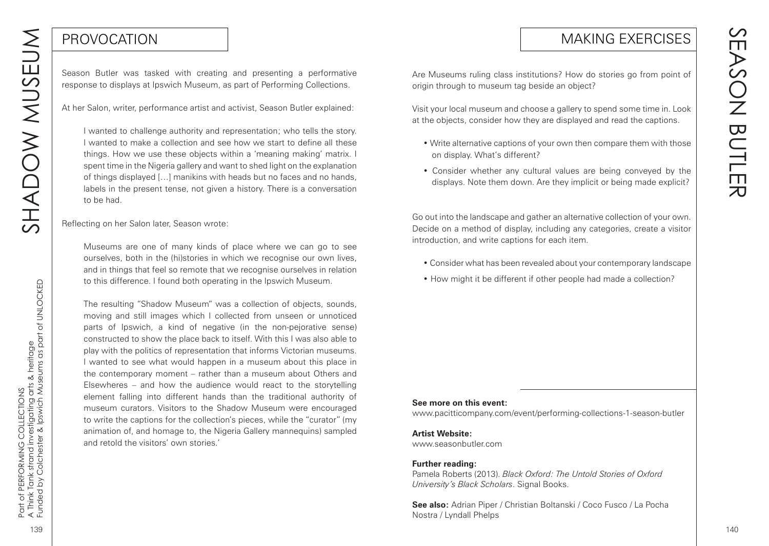# SHADOW MUSEUM

Part of PERFORMING COLLECTIONS
A Think Tank strand investigating arts & heritage
Funded by Colchester & Ipswich Museums as part of UNLOCKED

## PROVOCATION

Season Butler was tasked with creating and presenting a performative response to displays at Ipswich Museum, as part of Performing Collections.

At her Salon, writer, performance artist and activist, Season Butler explained:

> I wanted to challenge authority and representation; who tells the story. I wanted to make a collection and see how we start to define all these things. How we use these objects within a 'meaning making' matrix. I spent time in the Nigeria gallery and want to shed light on the explanation of things displayed [...] manikins with heads but no faces and no hands, labels in the present tense, not given a history. There is a conversation to be had.

Reflecting on her Salon later, Season wrote:

> Museums are one of many kinds of place where we can go to see ourselves, both in the (hi)stories in which we recognise our own lives, and in things that feel so remote that we recognise ourselves in relation to this difference. I found both operating in the Ipswich Museum.
>
> The resulting "Shadow Museum" was a collection of objects, sounds, moving and still images which I collected from unseen or unnoticed parts of Ipswich, a kind of negative (in the non-pejorative sense) constructed to show the place back to itself. With this I was also able to play with the politics of representation that informs Victorian museums. I wanted to see what would happen in a museum about this place in the contemporary moment – rather than a museum about Others and Elsewheres – and how the audience would react to the storytelling element falling into different hands than the traditional authority of museum curators. Visitors to the Shadow Museum were encouraged to write the captions for the collection's pieces, while the "curator" (my animation of, and homage to, the Nigeria Gallery mannequins) sampled and retold the visitors' own stories.'

# SEASON BUTLER

## MAKING EXERCISES

Are Museums ruling class institutions? How do stories go from point of origin through to museum tag beside an object?

Visit your local museum and choose a gallery to spend some time in. Look at the objects, consider how they are displayed and read the captions.

- Write alternative captions of your own then compare them with those on display. What's different?
- Consider whether any cultural values are being conveyed by the displays. Note them down. Are they implicit or being made explicit?

Go out into the landscape and gather an alternative collection of your own. Decide on a method of display, including any categories, create a visitor introduction, and write captions for each item.

- Consider what has been revealed about your contemporary landscape
- How might it be different if other people had made a collection?

**See more on this event:**
www.pacitticompany.com/event/performing-collections-1-season-butler

**Artist Website:**
www.seasonbutler.com

**Further reading:**
Pamela Roberts (2013). *Black Oxford: The Untold Stories of Oxford University's Black Scholars*. Signal Books.

**See also:** Adrian Piper / Christian Boltanski / Coco Fusco / La Pocha Nostra / Lyndall Phelps